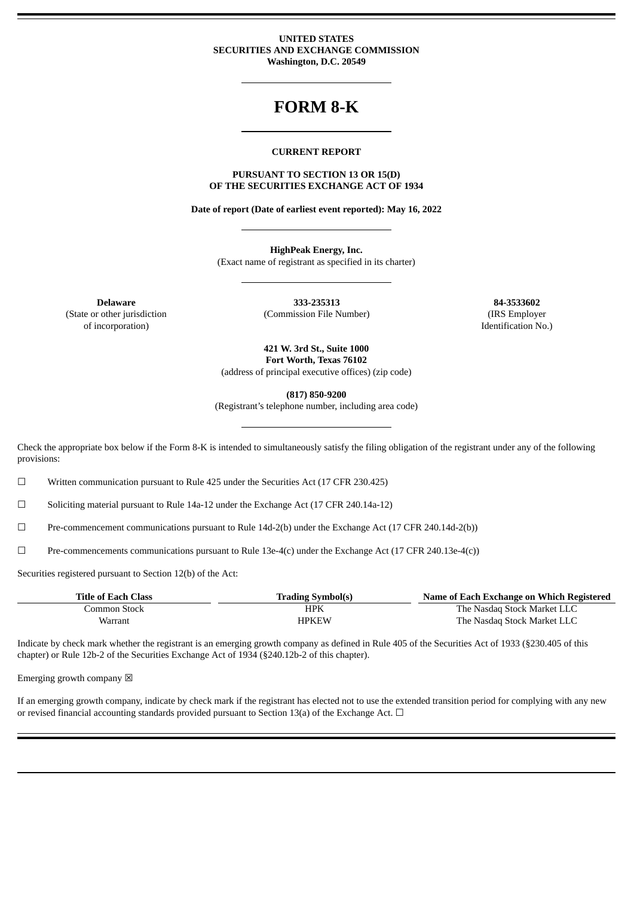**UNITED STATES**
**SECURITIES AND EXCHANGE COMMISSION**
**Washington, D.C. 20549**

# FORM 8-K

**CURRENT REPORT**

**PURSUANT TO SECTION 13 OR 15(D)**
**OF THE SECURITIES EXCHANGE ACT OF 1934**

**Date of report (Date of earliest event reported): May 16, 2022**

**HighPeak Energy, Inc.**
(Exact name of registrant as specified in its charter)

| **Delaware** | **333-235313** | **84-3533602** |
|---|---|---|
| (State or other jurisdiction of incorporation) | (Commission File Number) | (IRS Employer Identification No.) |

**421 W. 3rd St., Suite 1000**
**Fort Worth, Texas 76102**
(address of principal executive offices) (zip code)

**(817) 850-9200**
(Registrant's telephone number, including area code)

Check the appropriate box below if the Form 8-K is intended to simultaneously satisfy the filing obligation of the registrant under any of the following provisions:

☐ Written communication pursuant to Rule 425 under the Securities Act (17 CFR 230.425)

☐ Soliciting material pursuant to Rule 14a-12 under the Exchange Act (17 CFR 240.14a-12)

☐ Pre-commencement communications pursuant to Rule 14d-2(b) under the Exchange Act (17 CFR 240.14d-2(b))

☐ Pre-commencements communications pursuant to Rule 13e-4(c) under the Exchange Act (17 CFR 240.13e-4(c))

Securities registered pursuant to Section 12(b) of the Act:

| Title of Each Class | Trading Symbol(s) | Name of Each Exchange on Which Registered |
|---|---|---|
| Common Stock | HPK | The Nasdaq Stock Market LLC |
| Warrant | HPKEW | The Nasdaq Stock Market LLC |

Indicate by check mark whether the registrant is an emerging growth company as defined in Rule 405 of the Securities Act of 1933 (§230.405 of this chapter) or Rule 12b-2 of the Securities Exchange Act of 1934 (§240.12b-2 of this chapter).

Emerging growth company ☒

If an emerging growth company, indicate by check mark if the registrant has elected not to use the extended transition period for complying with any new or revised financial accounting standards provided pursuant to Section 13(a) of the Exchange Act. ☐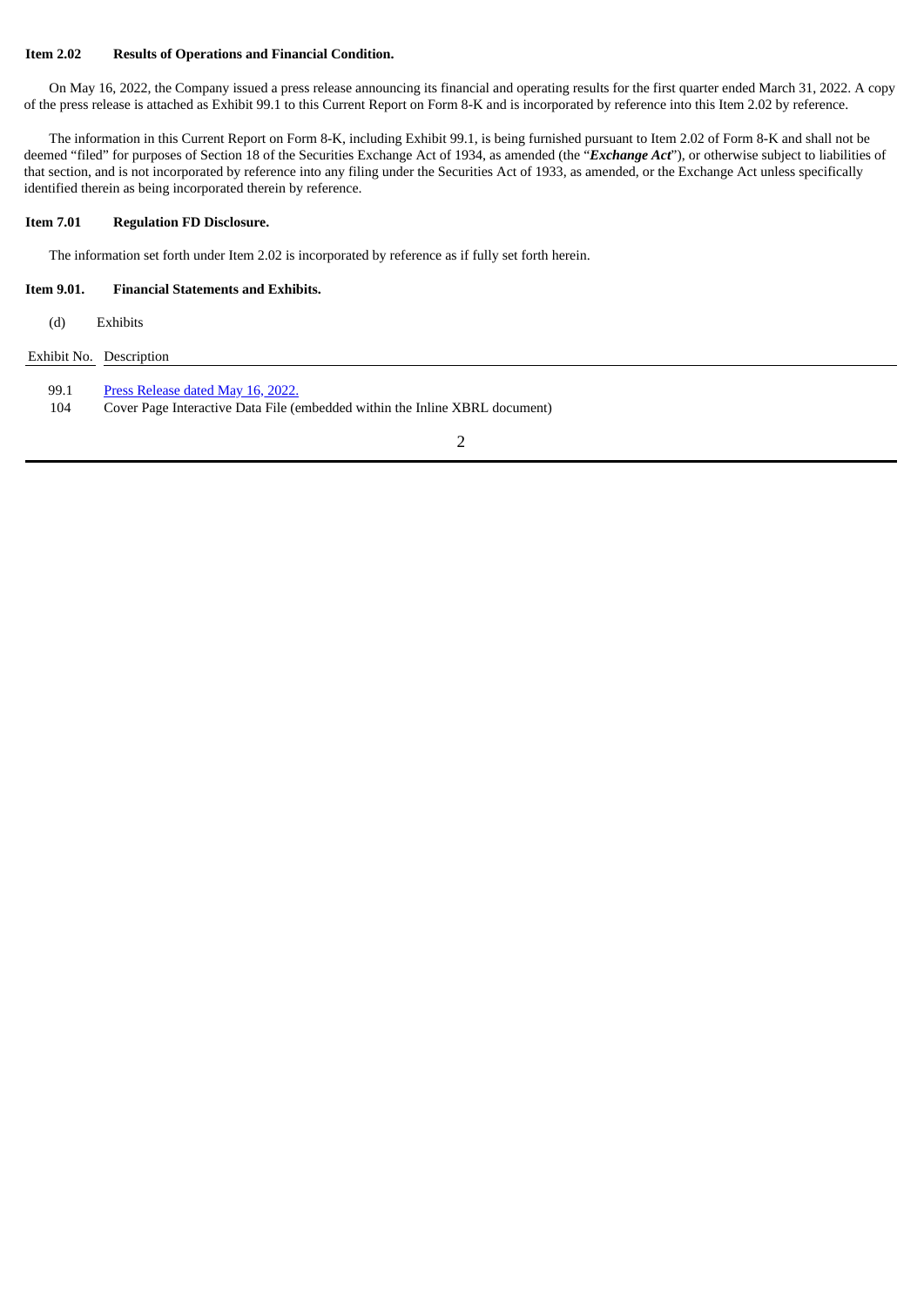**Item 2.02 Results of Operations and Financial Condition.**

On May 16, 2022, the Company issued a press release announcing its financial and operating results for the first quarter ended March 31, 2022. A copy of the press release is attached as Exhibit 99.1 to this Current Report on Form 8-K and is incorporated by reference into this Item 2.02 by reference.

The information in this Current Report on Form 8-K, including Exhibit 99.1, is being furnished pursuant to Item 2.02 of Form 8-K and shall not be deemed "filed" for purposes of Section 18 of the Securities Exchange Act of 1934, as amended (the "***Exchange Act***"), or otherwise subject to liabilities of that section, and is not incorporated by reference into any filing under the Securities Act of 1933, as amended, or the Exchange Act unless specifically identified therein as being incorporated therein by reference.

**Item 7.01 Regulation FD Disclosure.**

The information set forth under Item 2.02 is incorporated by reference as if fully set forth herein.

**Item 9.01. Financial Statements and Exhibits.**

(d) Exhibits

| Exhibit No. | Description |
|---|---|
| 99.1 | Press Release dated May 16, 2022. |
| 104 | Cover Page Interactive Data File (embedded within the Inline XBRL document) |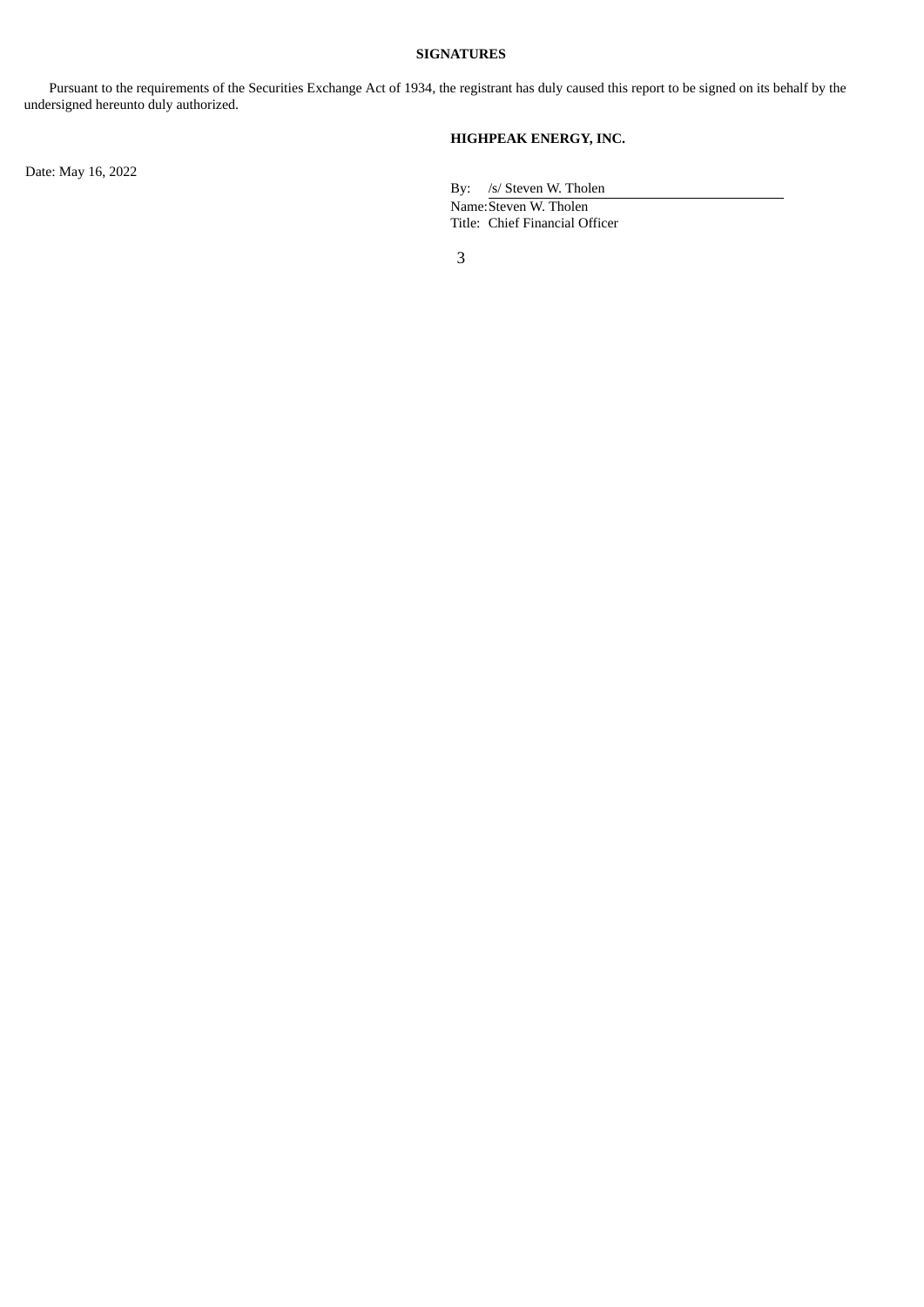**SIGNATURES**

Pursuant to the requirements of the Securities Exchange Act of 1934, the registrant has duly caused this report to be signed on its behalf by the undersigned hereunto duly authorized.

**HIGHPEAK ENERGY, INC.**

Date: May 16, 2022

By: /s/ Steven W. Tholen
Name: Steven W. Tholen
Title: Chief Financial Officer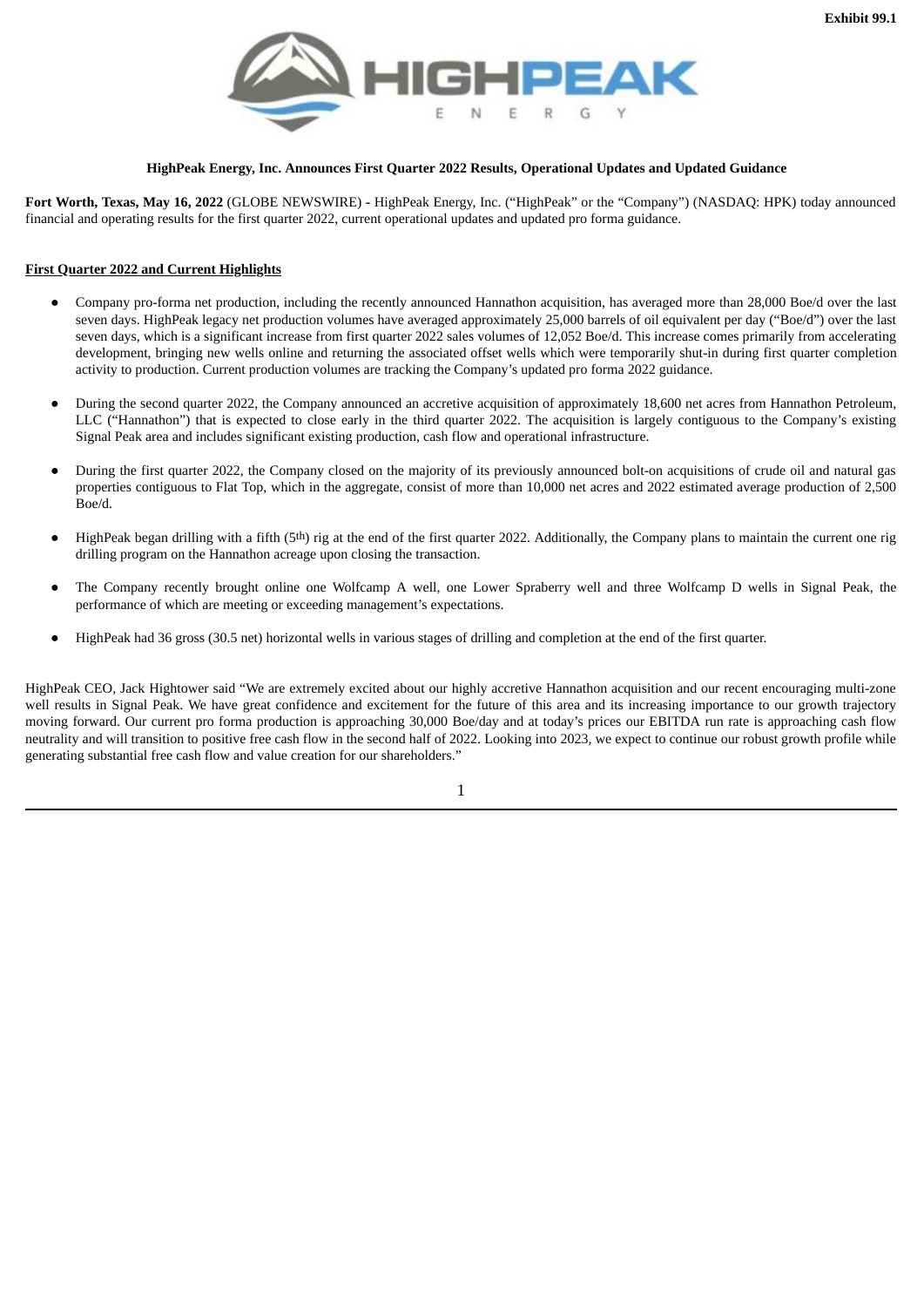Exhibit 99.1

**HighPeak Energy, Inc. Announces First Quarter 2022 Results, Operational Updates and Updated Guidance**

**Fort Worth, Texas, May 16, 2022** (GLOBE NEWSWIRE) - HighPeak Energy, Inc. ("HighPeak" or the "Company") (NASDAQ: HPK) today announced financial and operating results for the first quarter 2022, current operational updates and updated pro forma guidance.

**First Quarter 2022 and Current Highlights**

- Company pro-forma net production, including the recently announced Hannathon acquisition, has averaged more than 28,000 Boe/d over the last seven days. HighPeak legacy net production volumes have averaged approximately 25,000 barrels of oil equivalent per day ("Boe/d") over the last seven days, which is a significant increase from first quarter 2022 sales volumes of 12,052 Boe/d. This increase comes primarily from accelerating development, bringing new wells online and returning the associated offset wells which were temporarily shut-in during first quarter completion activity to production. Current production volumes are tracking the Company's updated pro forma 2022 guidance.

- During the second quarter 2022, the Company announced an accretive acquisition of approximately 18,600 net acres from Hannathon Petroleum, LLC ("Hannathon") that is expected to close early in the third quarter 2022. The acquisition is largely contiguous to the Company's existing Signal Peak area and includes significant existing production, cash flow and operational infrastructure.

- During the first quarter 2022, the Company closed on the majority of its previously announced bolt-on acquisitions of crude oil and natural gas properties contiguous to Flat Top, which in the aggregate, consist of more than 10,000 net acres and 2022 estimated average production of 2,500 Boe/d.

- HighPeak began drilling with a fifth (5th) rig at the end of the first quarter 2022. Additionally, the Company plans to maintain the current one rig drilling program on the Hannathon acreage upon closing the transaction.

- The Company recently brought online one Wolfcamp A well, one Lower Spraberry well and three Wolfcamp D wells in Signal Peak, the performance of which are meeting or exceeding management's expectations.

- HighPeak had 36 gross (30.5 net) horizontal wells in various stages of drilling and completion at the end of the first quarter.

HighPeak CEO, Jack Hightower said "We are extremely excited about our highly accretive Hannathon acquisition and our recent encouraging multi-zone well results in Signal Peak. We have great confidence and excitement for the future of this area and its increasing importance to our growth trajectory moving forward. Our current pro forma production is approaching 30,000 Boe/day and at today's prices our EBITDA run rate is approaching cash flow neutrality and will transition to positive free cash flow in the second half of 2022. Looking into 2023, we expect to continue our robust growth profile while generating substantial free cash flow and value creation for our shareholders."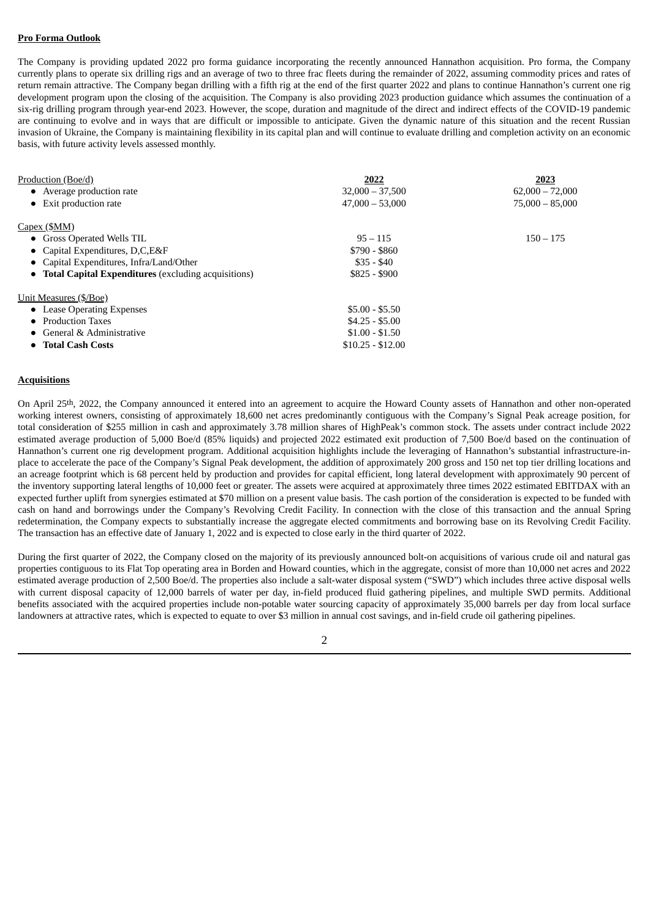**Pro Forma Outlook**

The Company is providing updated 2022 pro forma guidance incorporating the recently announced Hannathon acquisition. Pro forma, the Company currently plans to operate six drilling rigs and an average of two to three frac fleets during the remainder of 2022, assuming commodity prices and rates of return remain attractive. The Company began drilling with a fifth rig at the end of the first quarter 2022 and plans to continue Hannathon's current one rig development program upon the closing of the acquisition. The Company is also providing 2023 production guidance which assumes the continuation of a six-rig drilling program through year-end 2023. However, the scope, duration and magnitude of the direct and indirect effects of the COVID-19 pandemic are continuing to evolve and in ways that are difficult or impossible to anticipate. Given the dynamic nature of this situation and the recent Russian invasion of Ukraine, the Company is maintaining flexibility in its capital plan and will continue to evaluate drilling and completion activity on an economic basis, with future activity levels assessed monthly.

| | 2022 | 2023 |
|---|---|---|
| Production (Boe/d) | | |
| • Average production rate | 32,000 – 37,500 | 62,000 – 72,000 |
| • Exit production rate | 47,000 – 53,000 | 75,000 – 85,000 |
| Capex ($MM) | | |
| • Gross Operated Wells TIL | 95 – 115 | 150 – 175 |
| • Capital Expenditures, D,C,E&F | $790 - $860 | |
| • Capital Expenditures, Infra/Land/Other | $35 - $40 | |
| • **Total Capital Expenditures** (excluding acquisitions) | $825 - $900 | |
| Unit Measures ($/Boe) | | |
| • Lease Operating Expenses | $5.00 - $5.50 | |
| • Production Taxes | $4.25 - $5.00 | |
| • General & Administrative | $1.00 - $1.50 | |
| • **Total Cash Costs** | $10.25 - $12.00 | |

**Acquisitions**

On April 25th, 2022, the Company announced it entered into an agreement to acquire the Howard County assets of Hannathon and other non-operated working interest owners, consisting of approximately 18,600 net acres predominantly contiguous with the Company's Signal Peak acreage position, for total consideration of $255 million in cash and approximately 3.78 million shares of HighPeak's common stock. The assets under contract include 2022 estimated average production of 5,000 Boe/d (85% liquids) and projected 2022 estimated exit production of 7,500 Boe/d based on the continuation of Hannathon's current one rig development program. Additional acquisition highlights include the leveraging of Hannathon's substantial infrastructure-in-place to accelerate the pace of the Company's Signal Peak development, the addition of approximately 200 gross and 150 net top tier drilling locations and an acreage footprint which is 68 percent held by production and provides for capital efficient, long lateral development with approximately 90 percent of the inventory supporting lateral lengths of 10,000 feet or greater. The assets were acquired at approximately three times 2022 estimated EBITDAX with an expected further uplift from synergies estimated at $70 million on a present value basis. The cash portion of the consideration is expected to be funded with cash on hand and borrowings under the Company's Revolving Credit Facility. In connection with the close of this transaction and the annual Spring redetermination, the Company expects to substantially increase the aggregate elected commitments and borrowing base on its Revolving Credit Facility. The transaction has an effective date of January 1, 2022 and is expected to close early in the third quarter of 2022.

During the first quarter of 2022, the Company closed on the majority of its previously announced bolt-on acquisitions of various crude oil and natural gas properties contiguous to its Flat Top operating area in Borden and Howard counties, which in the aggregate, consist of more than 10,000 net acres and 2022 estimated average production of 2,500 Boe/d. The properties also include a salt-water disposal system ("SWD") which includes three active disposal wells with current disposal capacity of 12,000 barrels of water per day, in-field produced fluid gathering pipelines, and multiple SWD permits. Additional benefits associated with the acquired properties include non-potable water sourcing capacity of approximately 35,000 barrels per day from local surface landowners at attractive rates, which is expected to equate to over $3 million in annual cost savings, and in-field crude oil gathering pipelines.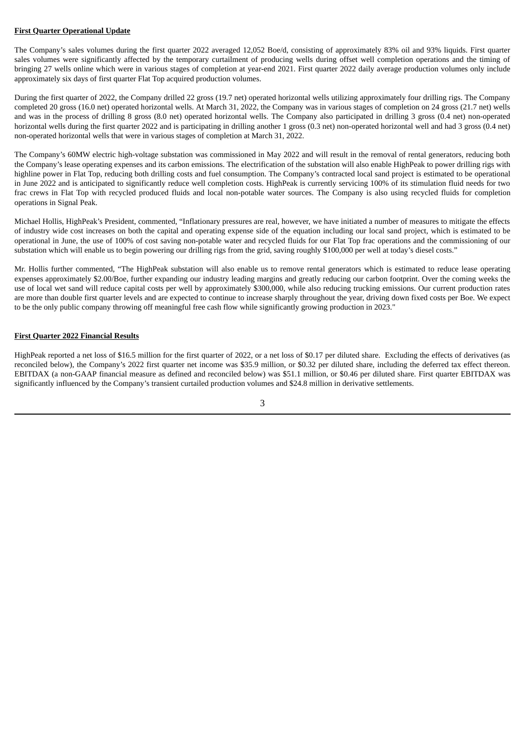**First Quarter Operational Update**

The Company's sales volumes during the first quarter 2022 averaged 12,052 Boe/d, consisting of approximately 83% oil and 93% liquids. First quarter sales volumes were significantly affected by the temporary curtailment of producing wells during offset well completion operations and the timing of bringing 27 wells online which were in various stages of completion at year-end 2021. First quarter 2022 daily average production volumes only include approximately six days of first quarter Flat Top acquired production volumes.

During the first quarter of 2022, the Company drilled 22 gross (19.7 net) operated horizontal wells utilizing approximately four drilling rigs. The Company completed 20 gross (16.0 net) operated horizontal wells. At March 31, 2022, the Company was in various stages of completion on 24 gross (21.7 net) wells and was in the process of drilling 8 gross (8.0 net) operated horizontal wells. The Company also participated in drilling 3 gross (0.4 net) non-operated horizontal wells during the first quarter 2022 and is participating in drilling another 1 gross (0.3 net) non-operated horizontal well and had 3 gross (0.4 net) non-operated horizontal wells that were in various stages of completion at March 31, 2022.

The Company's 60MW electric high-voltage substation was commissioned in May 2022 and will result in the removal of rental generators, reducing both the Company's lease operating expenses and its carbon emissions. The electrification of the substation will also enable HighPeak to power drilling rigs with highline power in Flat Top, reducing both drilling costs and fuel consumption. The Company's contracted local sand project is estimated to be operational in June 2022 and is anticipated to significantly reduce well completion costs. HighPeak is currently servicing 100% of its stimulation fluid needs for two frac crews in Flat Top with recycled produced fluids and local non-potable water sources. The Company is also using recycled fluids for completion operations in Signal Peak.

Michael Hollis, HighPeak's President, commented, "Inflationary pressures are real, however, we have initiated a number of measures to mitigate the effects of industry wide cost increases on both the capital and operating expense side of the equation including our local sand project, which is estimated to be operational in June, the use of 100% of cost saving non-potable water and recycled fluids for our Flat Top frac operations and the commissioning of our substation which will enable us to begin powering our drilling rigs from the grid, saving roughly $100,000 per well at today's diesel costs."

Mr. Hollis further commented, "The HighPeak substation will also enable us to remove rental generators which is estimated to reduce lease operating expenses approximately $2.00/Boe, further expanding our industry leading margins and greatly reducing our carbon footprint. Over the coming weeks the use of local wet sand will reduce capital costs per well by approximately $300,000, while also reducing trucking emissions. Our current production rates are more than double first quarter levels and are expected to continue to increase sharply throughout the year, driving down fixed costs per Boe. We expect to be the only public company throwing off meaningful free cash flow while significantly growing production in 2023."

**First Quarter 2022 Financial Results**

HighPeak reported a net loss of $16.5 million for the first quarter of 2022, or a net loss of $0.17 per diluted share. Excluding the effects of derivatives (as reconciled below), the Company's 2022 first quarter net income was $35.9 million, or $0.32 per diluted share, including the deferred tax effect thereon. EBITDAX (a non-GAAP financial measure as defined and reconciled below) was $51.1 million, or $0.46 per diluted share. First quarter EBITDAX was significantly influenced by the Company's transient curtailed production volumes and $24.8 million in derivative settlements.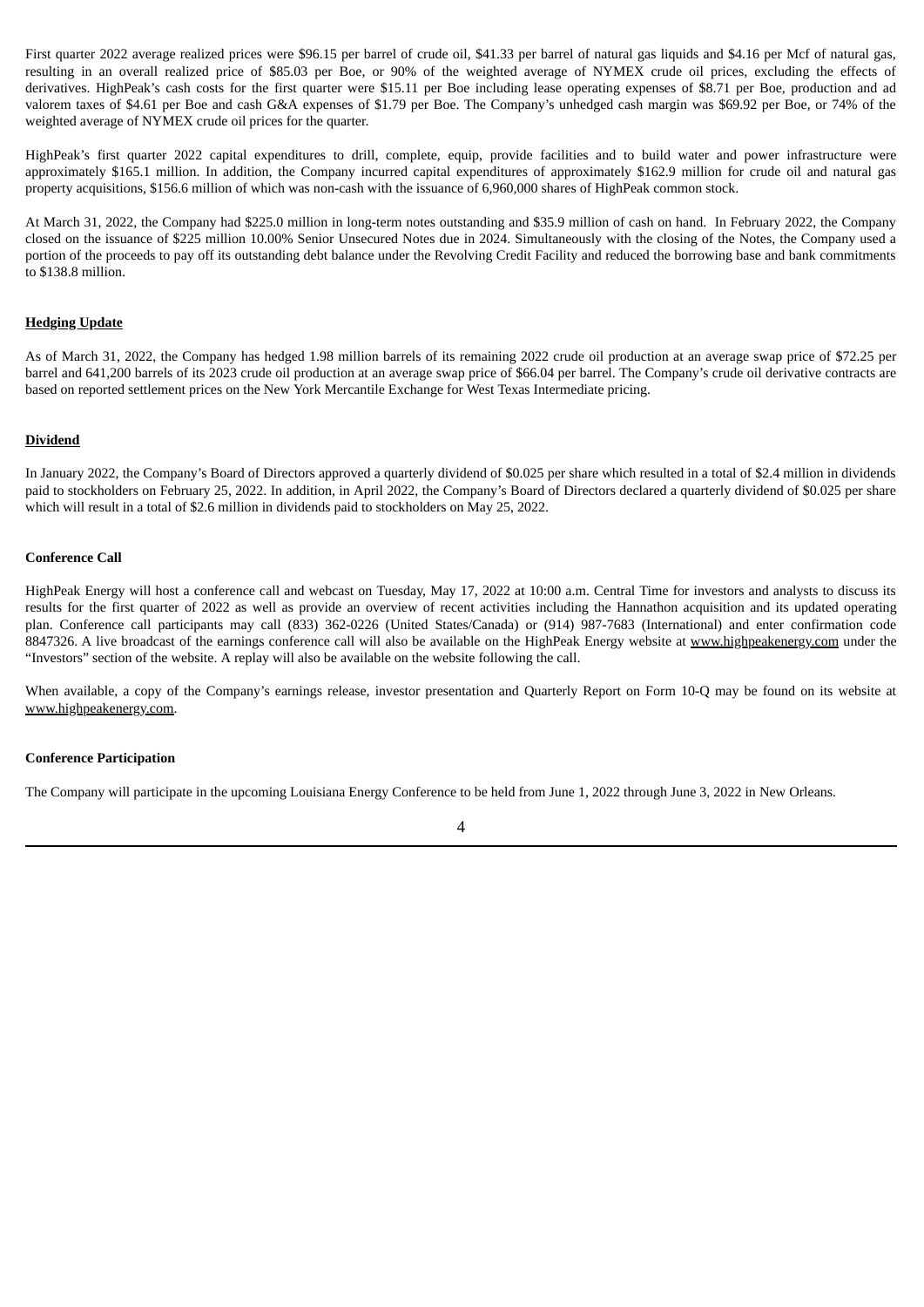First quarter 2022 average realized prices were $96.15 per barrel of crude oil, $41.33 per barrel of natural gas liquids and $4.16 per Mcf of natural gas, resulting in an overall realized price of $85.03 per Boe, or 90% of the weighted average of NYMEX crude oil prices, excluding the effects of derivatives. HighPeak's cash costs for the first quarter were $15.11 per Boe including lease operating expenses of $8.71 per Boe, production and ad valorem taxes of $4.61 per Boe and cash G&A expenses of $1.79 per Boe. The Company's unhedged cash margin was $69.92 per Boe, or 74% of the weighted average of NYMEX crude oil prices for the quarter.

HighPeak's first quarter 2022 capital expenditures to drill, complete, equip, provide facilities and to build water and power infrastructure were approximately $165.1 million. In addition, the Company incurred capital expenditures of approximately $162.9 million for crude oil and natural gas property acquisitions, $156.6 million of which was non-cash with the issuance of 6,960,000 shares of HighPeak common stock.

At March 31, 2022, the Company had $225.0 million in long-term notes outstanding and $35.9 million of cash on hand. In February 2022, the Company closed on the issuance of $225 million 10.00% Senior Unsecured Notes due in 2024. Simultaneously with the closing of the Notes, the Company used a portion of the proceeds to pay off its outstanding debt balance under the Revolving Credit Facility and reduced the borrowing base and bank commitments to $138.8 million.

**Hedging Update**

As of March 31, 2022, the Company has hedged 1.98 million barrels of its remaining 2022 crude oil production at an average swap price of $72.25 per barrel and 641,200 barrels of its 2023 crude oil production at an average swap price of $66.04 per barrel. The Company's crude oil derivative contracts are based on reported settlement prices on the New York Mercantile Exchange for West Texas Intermediate pricing.

**Dividend**

In January 2022, the Company's Board of Directors approved a quarterly dividend of $0.025 per share which resulted in a total of $2.4 million in dividends paid to stockholders on February 25, 2022. In addition, in April 2022, the Company's Board of Directors declared a quarterly dividend of $0.025 per share which will result in a total of $2.6 million in dividends paid to stockholders on May 25, 2022.

**Conference Call**

HighPeak Energy will host a conference call and webcast on Tuesday, May 17, 2022 at 10:00 a.m. Central Time for investors and analysts to discuss its results for the first quarter of 2022 as well as provide an overview of recent activities including the Hannathon acquisition and its updated operating plan. Conference call participants may call (833) 362-0226 (United States/Canada) or (914) 987-7683 (International) and enter confirmation code 8847326. A live broadcast of the earnings conference call will also be available on the HighPeak Energy website at www.highpeakenergy.com under the "Investors" section of the website. A replay will also be available on the website following the call.

When available, a copy of the Company's earnings release, investor presentation and Quarterly Report on Form 10-Q may be found on its website at www.highpeakenergy.com.

**Conference Participation**

The Company will participate in the upcoming Louisiana Energy Conference to be held from June 1, 2022 through June 3, 2022 in New Orleans.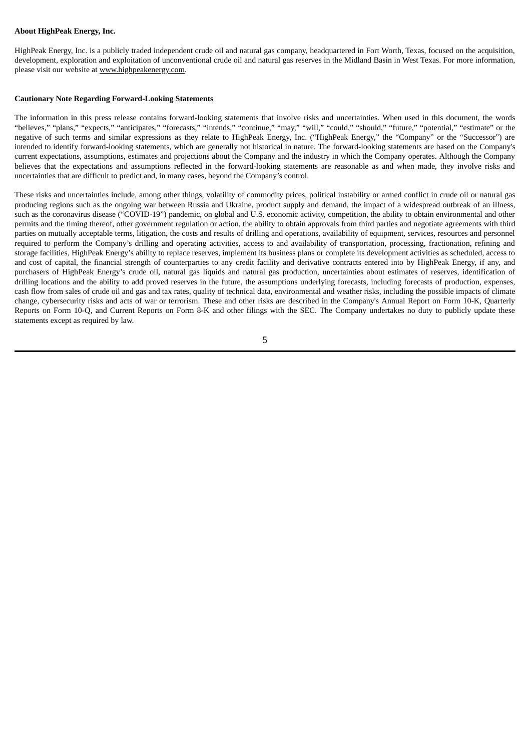**About HighPeak Energy, Inc.**

HighPeak Energy, Inc. is a publicly traded independent crude oil and natural gas company, headquartered in Fort Worth, Texas, focused on the acquisition, development, exploration and exploitation of unconventional crude oil and natural gas reserves in the Midland Basin in West Texas. For more information, please visit our website at www.highpeakenergy.com.

**Cautionary Note Regarding Forward-Looking Statements**

The information in this press release contains forward-looking statements that involve risks and uncertainties. When used in this document, the words "believes," "plans," "expects," "anticipates," "forecasts," "intends," "continue," "may," "will," "could," "should," "future," "potential," "estimate" or the negative of such terms and similar expressions as they relate to HighPeak Energy, Inc. ("HighPeak Energy," the "Company" or the "Successor") are intended to identify forward-looking statements, which are generally not historical in nature. The forward-looking statements are based on the Company's current expectations, assumptions, estimates and projections about the Company and the industry in which the Company operates. Although the Company believes that the expectations and assumptions reflected in the forward-looking statements are reasonable as and when made, they involve risks and uncertainties that are difficult to predict and, in many cases, beyond the Company's control.

These risks and uncertainties include, among other things, volatility of commodity prices, political instability or armed conflict in crude oil or natural gas producing regions such as the ongoing war between Russia and Ukraine, product supply and demand, the impact of a widespread outbreak of an illness, such as the coronavirus disease ("COVID-19") pandemic, on global and U.S. economic activity, competition, the ability to obtain environmental and other permits and the timing thereof, other government regulation or action, the ability to obtain approvals from third parties and negotiate agreements with third parties on mutually acceptable terms, litigation, the costs and results of drilling and operations, availability of equipment, services, resources and personnel required to perform the Company's drilling and operating activities, access to and availability of transportation, processing, fractionation, refining and storage facilities, HighPeak Energy's ability to replace reserves, implement its business plans or complete its development activities as scheduled, access to and cost of capital, the financial strength of counterparties to any credit facility and derivative contracts entered into by HighPeak Energy, if any, and purchasers of HighPeak Energy's crude oil, natural gas liquids and natural gas production, uncertainties about estimates of reserves, identification of drilling locations and the ability to add proved reserves in the future, the assumptions underlying forecasts, including forecasts of production, expenses, cash flow from sales of crude oil and gas and tax rates, quality of technical data, environmental and weather risks, including the possible impacts of climate change, cybersecurity risks and acts of war or terrorism. These and other risks are described in the Company's Annual Report on Form 10-K, Quarterly Reports on Form 10-Q, and Current Reports on Form 8-K and other filings with the SEC. The Company undertakes no duty to publicly update these statements except as required by law.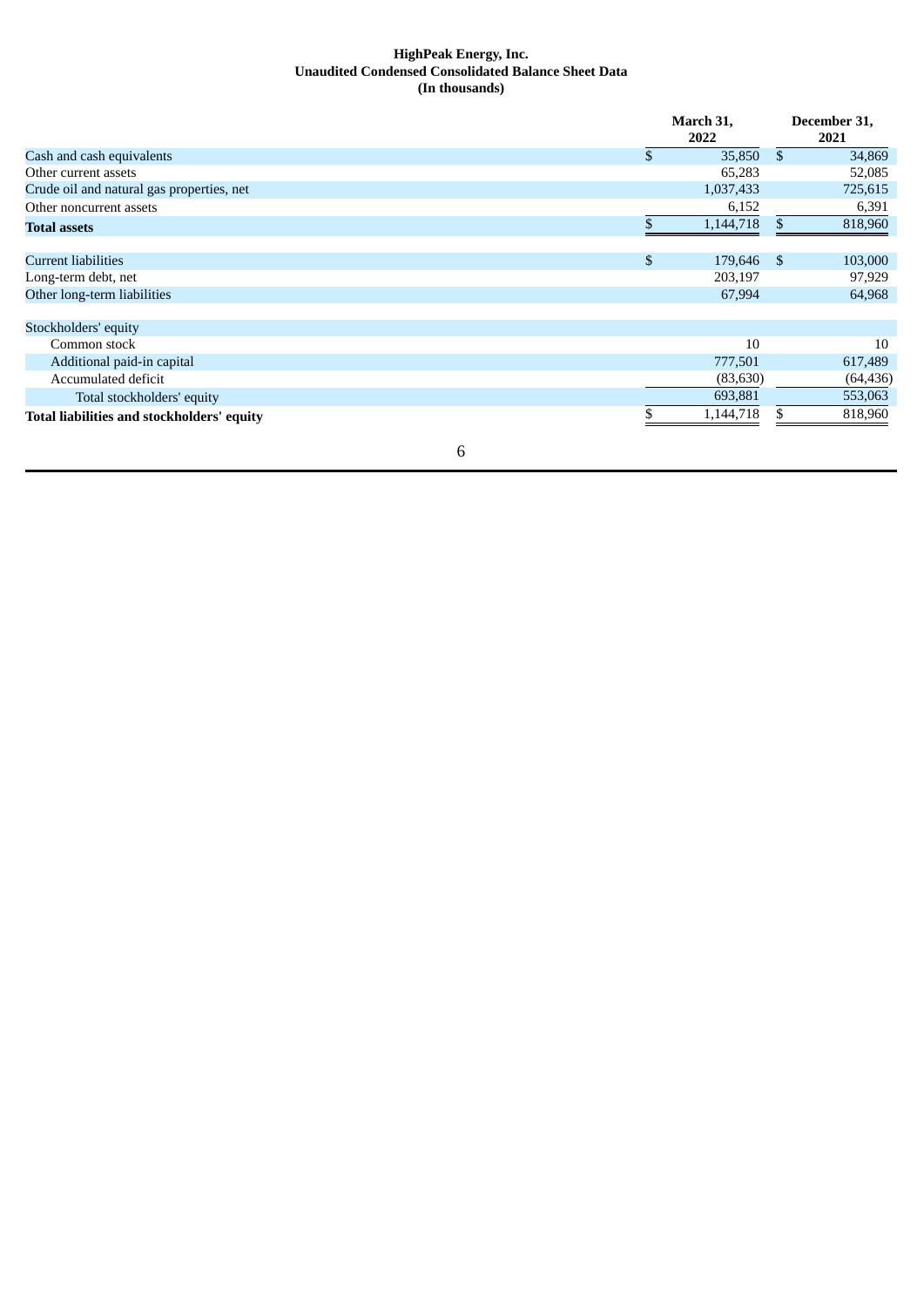**HighPeak Energy, Inc.**
**Unaudited Condensed Consolidated Balance Sheet Data**
**(In thousands)**

| | March 31, 2022 | December 31, 2021 |
|---|---|---|
| Cash and cash equivalents | $ 35,850 | $ 34,869 |
| Other current assets | 65,283 | 52,085 |
| Crude oil and natural gas properties, net | 1,037,433 | 725,615 |
| Other noncurrent assets | 6,152 | 6,391 |
| **Total assets** | $ 1,144,718 | $ 818,960 |
| | | |
| Current liabilities | $ 179,646 | $ 103,000 |
| Long-term debt, net | 203,197 | 97,929 |
| Other long-term liabilities | 67,994 | 64,968 |
| | | |
| Stockholders' equity | | |
| Common stock | 10 | 10 |
| Additional paid-in capital | 777,501 | 617,489 |
| Accumulated deficit | (83,630) | (64,436) |
| Total stockholders' equity | 693,881 | 553,063 |
| **Total liabilities and stockholders' equity** | $ 1,144,718 | $ 818,960 |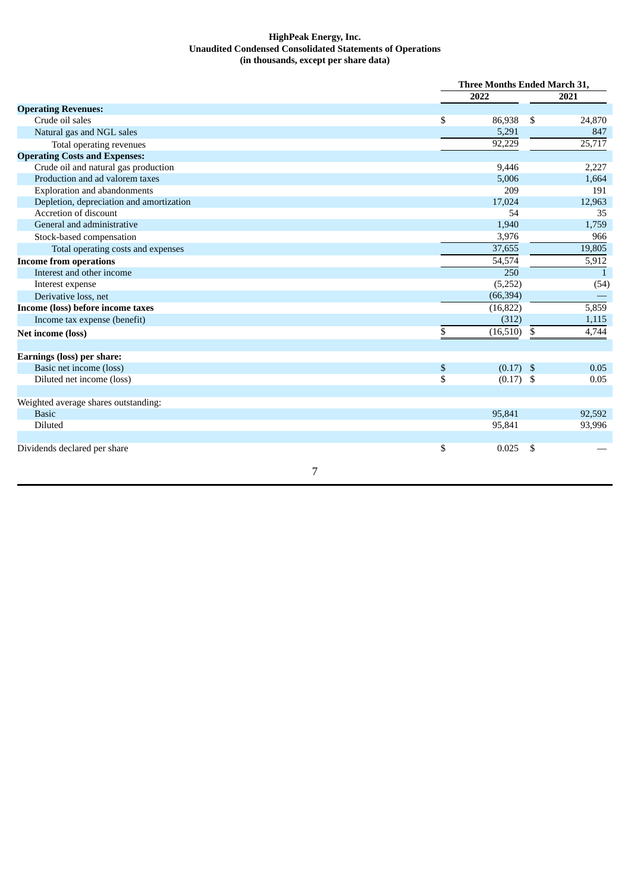**HighPeak Energy, Inc.**
**Unaudited Condensed Consolidated Statements of Operations**
**(in thousands, except per share data)**

| | Three Months Ended March 31, | |
|---|---|---|
| | 2022 | 2021 |
| **Operating Revenues:** | | |
| Crude oil sales | $ 86,938 | $ 24,870 |
| Natural gas and NGL sales | 5,291 | 847 |
| Total operating revenues | 92,229 | 25,717 |
| **Operating Costs and Expenses:** | | |
| Crude oil and natural gas production | 9,446 | 2,227 |
| Production and ad valorem taxes | 5,006 | 1,664 |
| Exploration and abandonments | 209 | 191 |
| Depletion, depreciation and amortization | 17,024 | 12,963 |
| Accretion of discount | 54 | 35 |
| General and administrative | 1,940 | 1,759 |
| Stock-based compensation | 3,976 | 966 |
| Total operating costs and expenses | 37,655 | 19,805 |
| **Income from operations** | 54,574 | 5,912 |
| Interest and other income | 250 | 1 |
| Interest expense | (5,252) | (54) |
| Derivative loss, net | (66,394) | — |
| **Income (loss) before income taxes** | (16,822) | 5,859 |
| Income tax expense (benefit) | (312) | 1,115 |
| **Net income (loss)** | $ (16,510) | $ 4,744 |
| | | |
| **Earnings (loss) per share:** | | |
| Basic net income (loss) | $ (0.17) | $ 0.05 |
| Diluted net income (loss) | $ (0.17) | $ 0.05 |
| | | |
| Weighted average shares outstanding: | | |
| Basic | 95,841 | 92,592 |
| Diluted | 95,841 | 93,996 |
| | | |
| Dividends declared per share | $ 0.025 | $ — |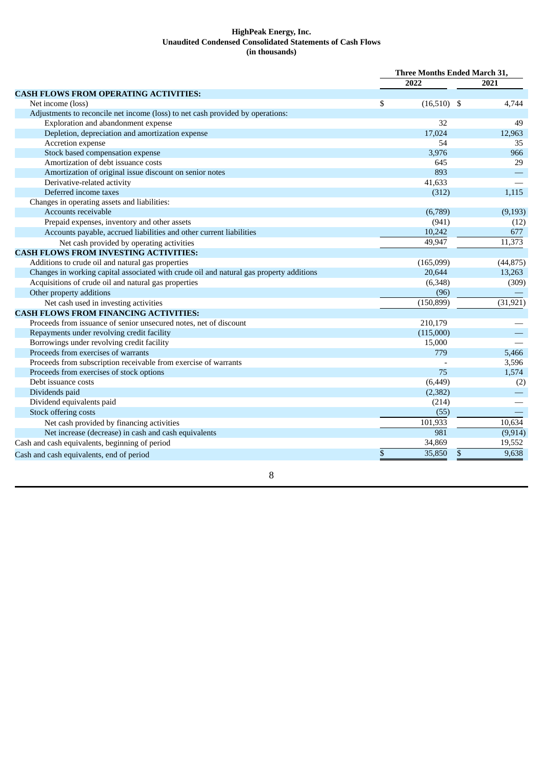**HighPeak Energy, Inc.**
**Unaudited Condensed Consolidated Statements of Cash Flows**
**(in thousands)**

| | Three Months Ended March 31, | |
|---|---|---|
| | 2022 | 2021 |
| **CASH FLOWS FROM OPERATING ACTIVITIES:** | | |
| Net income (loss) | $ (16,510) | $ 4,744 |
| Adjustments to reconcile net income (loss) to net cash provided by operations: | | |
| Exploration and abandonment expense | 32 | 49 |
| Depletion, depreciation and amortization expense | 17,024 | 12,963 |
| Accretion expense | 54 | 35 |
| Stock based compensation expense | 3,976 | 966 |
| Amortization of debt issuance costs | 645 | 29 |
| Amortization of original issue discount on senior notes | 893 | — |
| Derivative-related activity | 41,633 | — |
| Deferred income taxes | (312) | 1,115 |
| Changes in operating assets and liabilities: | | |
| Accounts receivable | (6,789) | (9,193) |
| Prepaid expenses, inventory and other assets | (941) | (12) |
| Accounts payable, accrued liabilities and other current liabilities | 10,242 | 677 |
| Net cash provided by operating activities | 49,947 | 11,373 |
| **CASH FLOWS FROM INVESTING ACTIVITIES:** | | |
| Additions to crude oil and natural gas properties | (165,099) | (44,875) |
| Changes in working capital associated with crude oil and natural gas property additions | 20,644 | 13,263 |
| Acquisitions of crude oil and natural gas properties | (6,348) | (309) |
| Other property additions | (96) | — |
| Net cash used in investing activities | (150,899) | (31,921) |
| **CASH FLOWS FROM FINANCING ACTIVITIES:** | | |
| Proceeds from issuance of senior unsecured notes, net of discount | 210,179 | — |
| Repayments under revolving credit facility | (115,000) | — |
| Borrowings under revolving credit facility | 15,000 | — |
| Proceeds from exercises of warrants | 779 | 5,466 |
| Proceeds from subscription receivable from exercise of warrants | - | 3,596 |
| Proceeds from exercises of stock options | 75 | 1,574 |
| Debt issuance costs | (6,449) | (2) |
| Dividends paid | (2,382) | — |
| Dividend equivalents paid | (214) | — |
| Stock offering costs | (55) | — |
| Net cash provided by financing activities | 101,933 | 10,634 |
| Net increase (decrease) in cash and cash equivalents | 981 | (9,914) |
| Cash and cash equivalents, beginning of period | 34,869 | 19,552 |
| Cash and cash equivalents, end of period | $ 35,850 | $ 9,638 |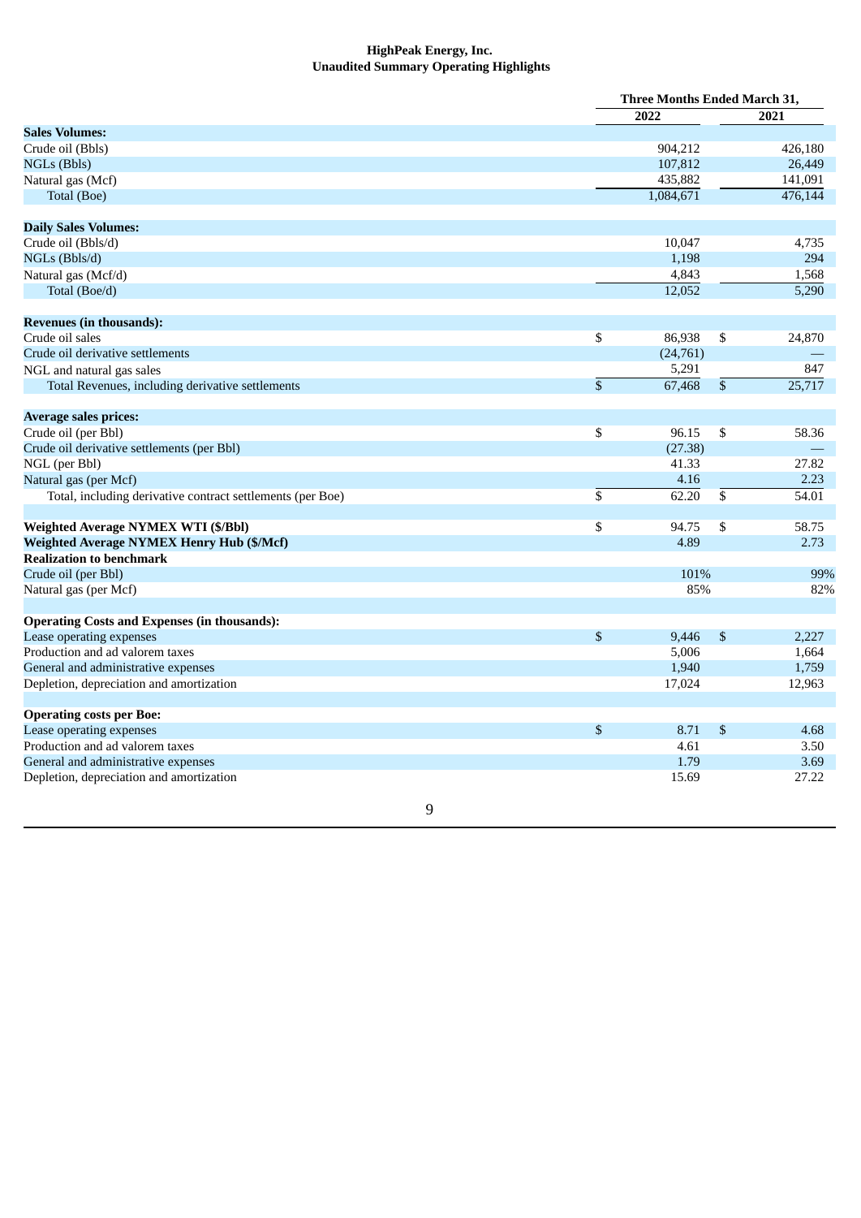**HighPeak Energy, Inc.**
**Unaudited Summary Operating Highlights**

| | Three Months Ended March 31, | |
|---|---|---|
| | 2022 | 2021 |
| **Sales Volumes:** | | |
| Crude oil (Bbls) | 904,212 | 426,180 |
| NGLs (Bbls) | 107,812 | 26,449 |
| Natural gas (Mcf) | 435,882 | 141,091 |
| Total (Boe) | 1,084,671 | 476,144 |
| | | |
| **Daily Sales Volumes:** | | |
| Crude oil (Bbls/d) | 10,047 | 4,735 |
| NGLs (Bbls/d) | 1,198 | 294 |
| Natural gas (Mcf/d) | 4,843 | 1,568 |
| Total (Boe/d) | 12,052 | 5,290 |
| | | |
| **Revenues (in thousands):** | | |
| Crude oil sales | $ 86,938 | $ 24,870 |
| Crude oil derivative settlements | (24,761) | — |
| NGL and natural gas sales | 5,291 | 847 |
| Total Revenues, including derivative settlements | $ 67,468 | $ 25,717 |
| | | |
| **Average sales prices:** | | |
| Crude oil (per Bbl) | $ 96.15 | $ 58.36 |
| Crude oil derivative settlements (per Bbl) | (27.38) | — |
| NGL (per Bbl) | 41.33 | 27.82 |
| Natural gas (per Mcf) | 4.16 | 2.23 |
| Total, including derivative contract settlements (per Boe) | $ 62.20 | $ 54.01 |
| | | |
| **Weighted Average NYMEX WTI ($/Bbl)** | $ 94.75 | $ 58.75 |
| **Weighted Average NYMEX Henry Hub ($/Mcf)** | 4.89 | 2.73 |
| **Realization to benchmark** | | |
| Crude oil (per Bbl) | 101% | 99% |
| Natural gas (per Mcf) | 85% | 82% |
| | | |
| **Operating Costs and Expenses (in thousands):** | | |
| Lease operating expenses | $ 9,446 | $ 2,227 |
| Production and ad valorem taxes | 5,006 | 1,664 |
| General and administrative expenses | 1,940 | 1,759 |
| Depletion, depreciation and amortization | 17,024 | 12,963 |
| | | |
| **Operating costs per Boe:** | | |
| Lease operating expenses | $ 8.71 | $ 4.68 |
| Production and ad valorem taxes | 4.61 | 3.50 |
| General and administrative expenses | 1.79 | 3.69 |
| Depletion, depreciation and amortization | 15.69 | 27.22 |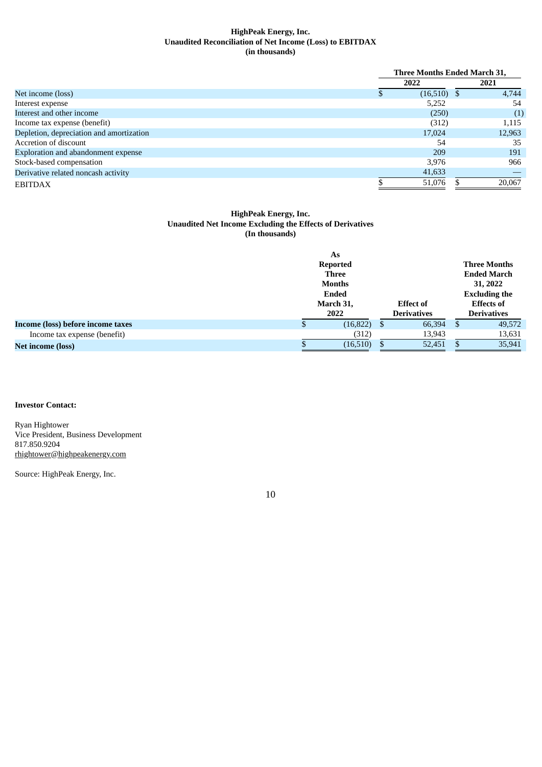**HighPeak Energy, Inc.**
**Unaudited Reconciliation of Net Income (Loss) to EBITDAX**
**(in thousands)**

| | Three Months Ended March 31, | |
|---|---|---|
| | 2022 | 2021 |
| Net income (loss) | $ (16,510) | $ 4,744 |
| Interest expense | 5,252 | 54 |
| Interest and other income | (250) | (1) |
| Income tax expense (benefit) | (312) | 1,115 |
| Depletion, depreciation and amortization | 17,024 | 12,963 |
| Accretion of discount | 54 | 35 |
| Exploration and abandonment expense | 209 | 191 |
| Stock-based compensation | 3,976 | 966 |
| Derivative related noncash activity | 41,633 | — |
| EBITDAX | $ 51,076 | $ 20,067 |

**HighPeak Energy, Inc.**
**Unaudited Net Income Excluding the Effects of Derivatives**
**(In thousands)**

| | As Reported Three Months Ended March 31, 2022 | Effect of Derivatives | Three Months Ended March 31, 2022 Excluding the Effects of Derivatives |
|---|---|---|---|
| **Income (loss) before income taxes** | $ (16,822) | $ 66,394 | $ 49,572 |
| Income tax expense (benefit) | (312) | 13,943 | 13,631 |
| **Net income (loss)** | $ (16,510) | $ 52,451 | $ 35,941 |

**Investor Contact:**

Ryan Hightower
Vice President, Business Development
817.850.9204
rhightower@highpeakenergy.com

Source: HighPeak Energy, Inc.